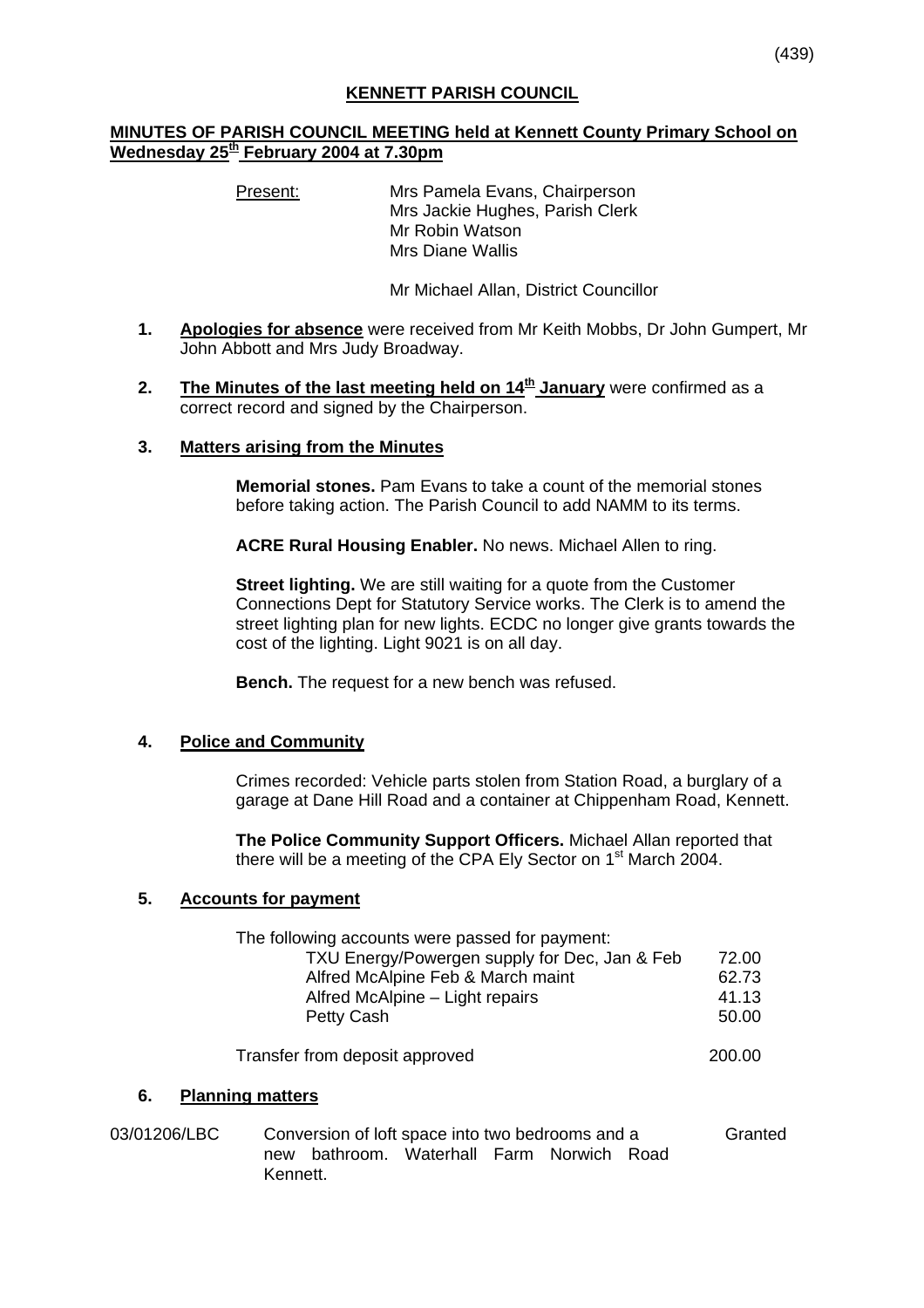# KENNETT PARISH COUNCIL

## MINUTES OF PARISH COUNCIL MEETING held at Kennett County Primary School on Wednesday 25th February 2004 at 7.30pm

Present: Mrs Pamela Evans, Chairperson
Mrs Jackie Hughes, Parish Clerk
Mr Robin Watson
Mrs Diane Wallis

Mr Michael Allan, District Councillor

1. **Apologies for absence** were received from Mr Keith Mobbs, Dr John Gumpert, Mr John Abbott and Mrs Judy Broadway.

2. **The Minutes of the last meeting held on 14th January** were confirmed as a correct record and signed by the Chairperson.

3. **Matters arising from the Minutes**

   **Memorial stones.** Pam Evans to take a count of the memorial stones before taking action. The Parish Council to add NAMM to its terms.

   **ACRE Rural Housing Enabler.** No news. Michael Allen to ring.

   **Street lighting.** We are still waiting for a quote from the Customer Connections Dept for Statutory Service works. The Clerk is to amend the street lighting plan for new lights. ECDC no longer give grants towards the cost of the lighting. Light 9021 is on all day.

   **Bench.** The request for a new bench was refused.

4. **Police and Community**

   Crimes recorded: Vehicle parts stolen from Station Road, a burglary of a garage at Dane Hill Road and a container at Chippenham Road, Kennett.

   **The Police Community Support Officers.** Michael Allan reported that there will be a meeting of the CPA Ely Sector on 1st March 2004.

5. **Accounts for payment**

   The following accounts were passed for payment:

   | | |
   |---|---|
   | TXU Energy/Powergen supply for Dec, Jan & Feb | 72.00 |
   | Alfred McAlpine Feb & March maint | 62.73 |
   | Alfred McAlpine – Light repairs | 41.13 |
   | Petty Cash | 50.00 |
   | | |
   | Transfer from deposit approved | 200.00 |

6. **Planning matters**

| | | |
|---|---|---|
| 03/01206/LBC | Conversion of loft space into two bedrooms and a new bathroom. Waterhall Farm Norwich Road Kennett. | Granted |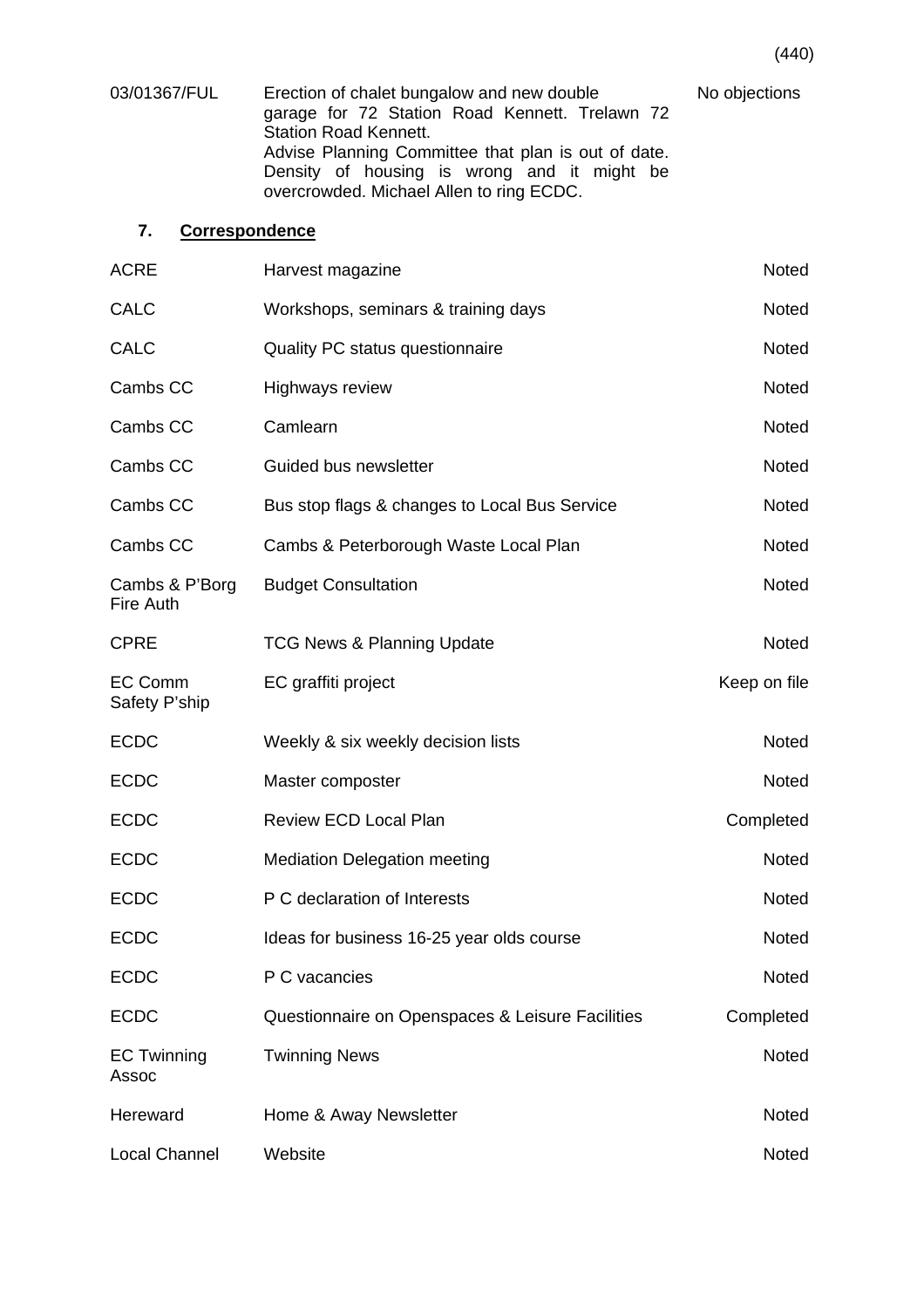| 03/01367/FUL | Erection of chalet bungalow and new double garage for 72 Station Road Kennett. Trelawn 72 Station Road Kennett. Advise Planning Committee that plan is out of date. Density of housing is wrong and it might be overcrowded. Michael Allen to ring ECDC. | No objections |
|---|---|---|

## 7. Correspondence

| | | |
|---|---|---|
| ACRE | Harvest magazine | Noted |
| CALC | Workshops, seminars & training days | Noted |
| CALC | Quality PC status questionnaire | Noted |
| Cambs CC | Highways review | Noted |
| Cambs CC | Camlearn | Noted |
| Cambs CC | Guided bus newsletter | Noted |
| Cambs CC | Bus stop flags & changes to Local Bus Service | Noted |
| Cambs CC | Cambs & Peterborough Waste Local Plan | Noted |
| Cambs & P'Borg Fire Auth | Budget Consultation | Noted |
| CPRE | TCG News & Planning Update | Noted |
| EC Comm Safety P'ship | EC graffiti project | Keep on file |
| ECDC | Weekly & six weekly decision lists | Noted |
| ECDC | Master composter | Noted |
| ECDC | Review ECD Local Plan | Completed |
| ECDC | Mediation Delegation meeting | Noted |
| ECDC | P C declaration of Interests | Noted |
| ECDC | Ideas for business 16-25 year olds course | Noted |
| ECDC | P C vacancies | Noted |
| ECDC | Questionnaire on Openspaces & Leisure Facilities | Completed |
| EC Twinning Assoc | Twinning News | Noted |
| Hereward | Home & Away Newsletter | Noted |
| Local Channel | Website | Noted |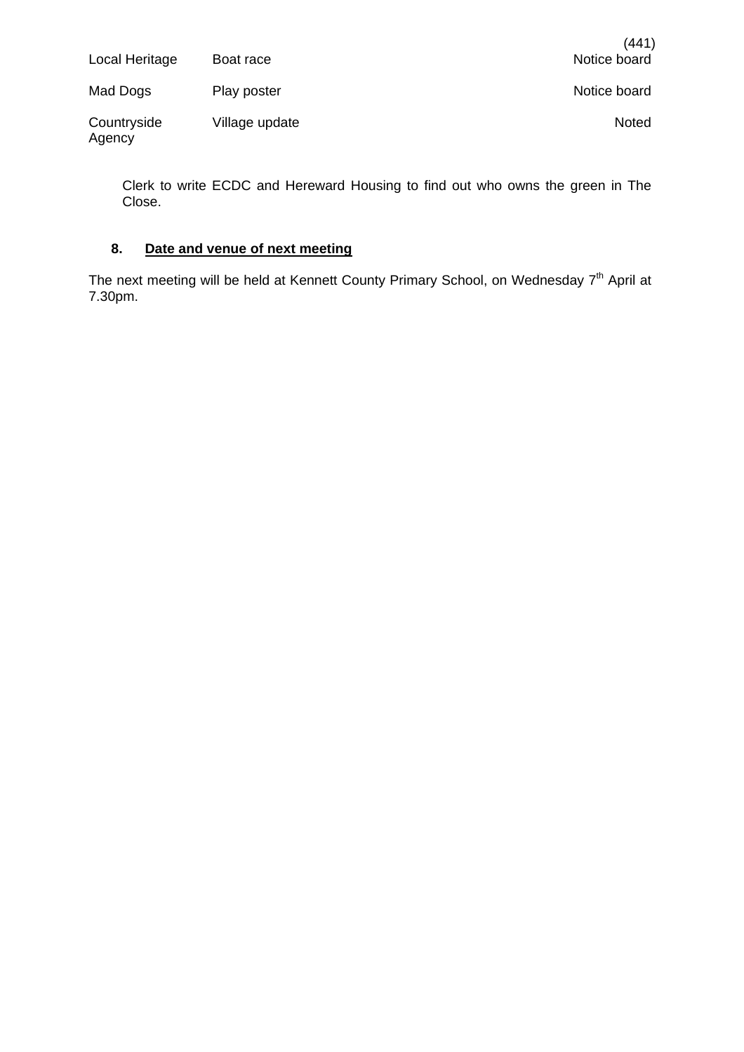| | | |
|---|---|---|
| Local Heritage | Boat race | Notice board |
| Mad Dogs | Play poster | Notice board |
| Countryside Agency | Village update | Noted |

Clerk to write ECDC and Hereward Housing to find out who owns the green in The Close.

## 8. Date and venue of next meeting

The next meeting will be held at Kennett County Primary School, on Wednesday 7th April at 7.30pm.